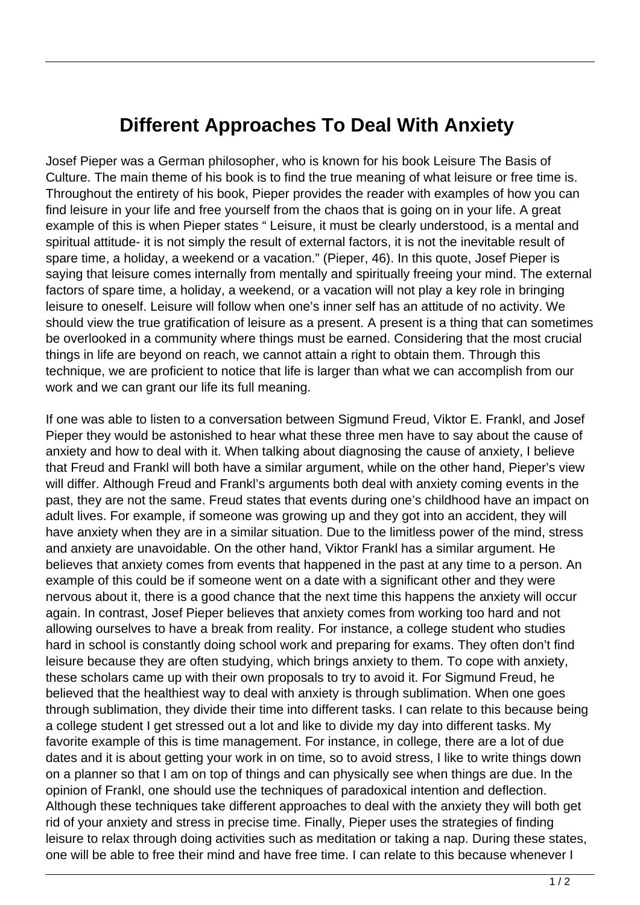# Different Approaches To Deal With Anxiety

Josef Pieper was a German philosopher, who is known for his book Leisure The Basis of Culture. The main theme of his book is to find the true meaning of what leisure or free time is. Throughout the entirety of his book, Pieper provides the reader with examples of how you can find leisure in your life and free yourself from the chaos that is going on in your life. A great example of this is when Pieper states " Leisure, it must be clearly understood, is a mental and spiritual attitude- it is not simply the result of external factors, it is not the inevitable result of spare time, a holiday, a weekend or a vacation." (Pieper, 46). In this quote, Josef Pieper is saying that leisure comes internally from mentally and spiritually freeing your mind. The external factors of spare time, a holiday, a weekend, or a vacation will not play a key role in bringing leisure to oneself. Leisure will follow when one's inner self has an attitude of no activity. We should view the true gratification of leisure as a present. A present is a thing that can sometimes be overlooked in a community where things must be earned. Considering that the most crucial things in life are beyond on reach, we cannot attain a right to obtain them. Through this technique, we are proficient to notice that life is larger than what we can accomplish from our work and we can grant our life its full meaning.

If one was able to listen to a conversation between Sigmund Freud, Viktor E. Frankl, and Josef Pieper they would be astonished to hear what these three men have to say about the cause of anxiety and how to deal with it. When talking about diagnosing the cause of anxiety, I believe that Freud and Frankl will both have a similar argument, while on the other hand, Pieper's view will differ. Although Freud and Frankl's arguments both deal with anxiety coming events in the past, they are not the same. Freud states that events during one's childhood have an impact on adult lives. For example, if someone was growing up and they got into an accident, they will have anxiety when they are in a similar situation. Due to the limitless power of the mind, stress and anxiety are unavoidable. On the other hand, Viktor Frankl has a similar argument. He believes that anxiety comes from events that happened in the past at any time to a person. An example of this could be if someone went on a date with a significant other and they were nervous about it, there is a good chance that the next time this happens the anxiety will occur again. In contrast, Josef Pieper believes that anxiety comes from working too hard and not allowing ourselves to have a break from reality. For instance, a college student who studies hard in school is constantly doing school work and preparing for exams. They often don't find leisure because they are often studying, which brings anxiety to them. To cope with anxiety, these scholars came up with their own proposals to try to avoid it. For Sigmund Freud, he believed that the healthiest way to deal with anxiety is through sublimation. When one goes through sublimation, they divide their time into different tasks. I can relate to this because being a college student I get stressed out a lot and like to divide my day into different tasks. My favorite example of this is time management. For instance, in college, there are a lot of due dates and it is about getting your work in on time, so to avoid stress, I like to write things down on a planner so that I am on top of things and can physically see when things are due. In the opinion of Frankl, one should use the techniques of paradoxical intention and deflection. Although these techniques take different approaches to deal with the anxiety they will both get rid of your anxiety and stress in precise time. Finally, Pieper uses the strategies of finding leisure to relax through doing activities such as meditation or taking a nap. During these states, one will be able to free their mind and have free time. I can relate to this because whenever I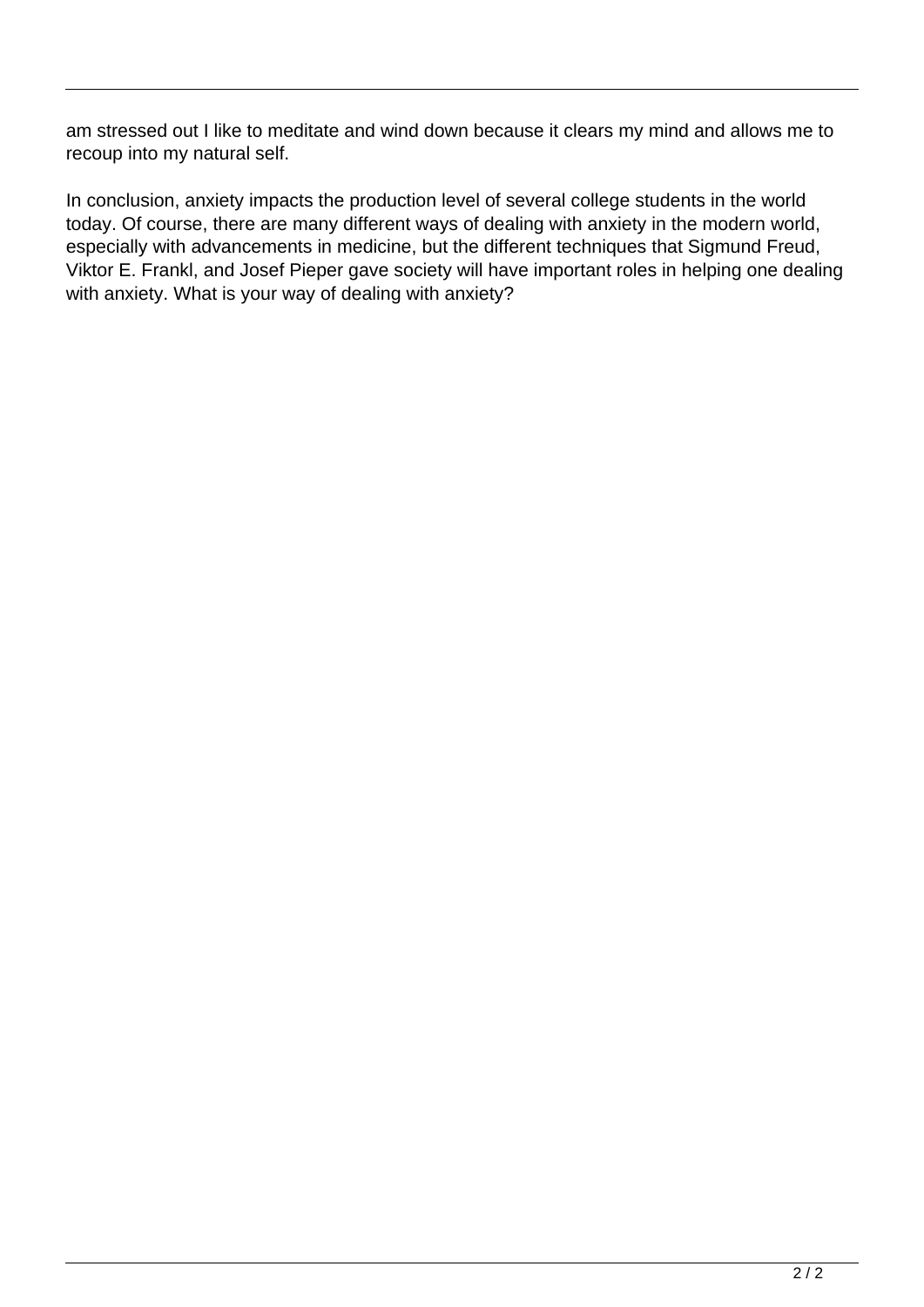am stressed out I like to meditate and wind down because it clears my mind and allows me to recoup into my natural self.

In conclusion, anxiety impacts the production level of several college students in the world today. Of course, there are many different ways of dealing with anxiety in the modern world, especially with advancements in medicine, but the different techniques that Sigmund Freud, Viktor E. Frankl, and Josef Pieper gave society will have important roles in helping one dealing with anxiety. What is your way of dealing with anxiety?